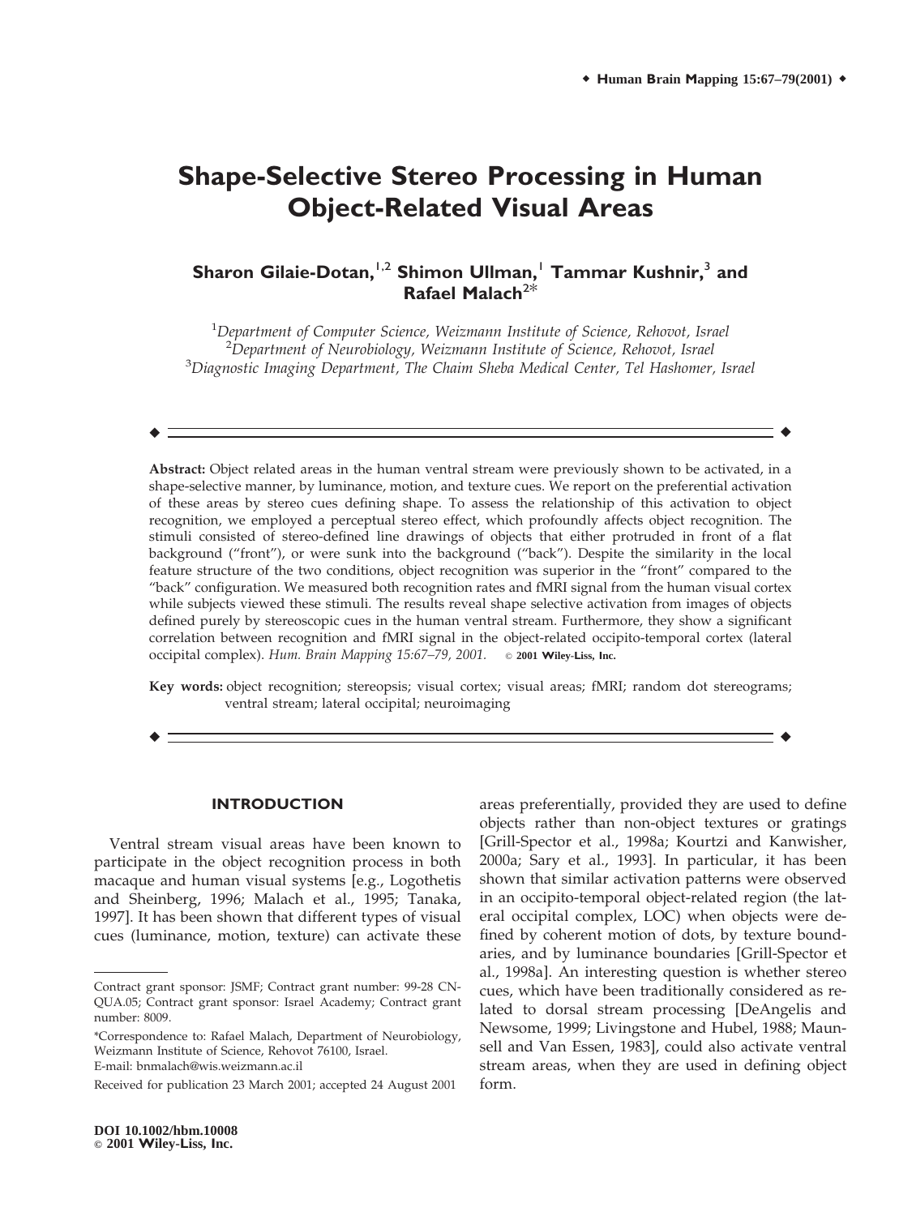# Shape-Selective Stereo Processing in Human Object-Related Visual Areas

**Sharon Gilaie-Dotan,[1,2] Shimon Ullman,[1] Tammar Kushnir,[3] and Rafael Malach[2]***

[1]*Department of Computer Science, Weizmann Institute of Science, Rehovot, Israel*
[2]*Department of Neurobiology, Weizmann Institute of Science, Rehovot, Israel*
[3]*Diagnostic Imaging Department, The Chaim Sheba Medical Center, Tel Hashomer, Israel*

---

**Abstract:** Object related areas in the human ventral stream were previously shown to be activated, in a shape-selective manner, by luminance, motion, and texture cues. We report on the preferential activation of these areas by stereo cues defining shape. To assess the relationship of this activation to object recognition, we employed a perceptual stereo effect, which profoundly affects object recognition. The stimuli consisted of stereo-defined line drawings of objects that either protruded in front of a flat background ("front"), or were sunk into the background ("back"). Despite the similarity in the local feature structure of the two conditions, object recognition was superior in the "front" compared to the "back" configuration. We measured both recognition rates and fMRI signal from the human visual cortex while subjects viewed these stimuli. The results reveal shape selective activation from images of objects defined purely by stereoscopic cues in the human ventral stream. Furthermore, they show a significant correlation between recognition and fMRI signal in the object-related occipito-temporal cortex (lateral occipital complex). *Hum. Brain Mapping 15:67–79, 2001.* © **2001 Wiley-Liss, Inc.**

**Key words:** object recognition; stereopsis; visual cortex; visual areas; fMRI; random dot stereograms; ventral stream; lateral occipital; neuroimaging

---

## INTRODUCTION

Ventral stream visual areas have been known to participate in the object recognition process in both macaque and human visual systems [e.g., Logothetis and Sheinberg, 1996; Malach et al., 1995; Tanaka, 1997]. It has been shown that different types of visual cues (luminance, motion, texture) can activate these areas preferentially, provided they are used to define objects rather than non-object textures or gratings [Grill-Spector et al., 1998a; Kourtzi and Kanwisher, 2000a; Sary et al., 1993]. In particular, it has been shown that similar activation patterns were observed in an occipito-temporal object-related region (the lateral occipital complex, LOC) when objects were defined by coherent motion of dots, by texture boundaries, and by luminance boundaries [Grill-Spector et al., 1998a]. An interesting question is whether stereo cues, which have been traditionally considered as related to dorsal stream processing [DeAngelis and Newsome, 1999; Livingstone and Hubel, 1988; Maunsell and Van Essen, 1983], could also activate ventral stream areas, when they are used in defining object form.

---

Contract grant sponsor: JSMF; Contract grant number: 99-28 CN-QUA.05; Contract grant sponsor: Israel Academy; Contract grant number: 8009.

*Correspondence to: Rafael Malach, Department of Neurobiology, Weizmann Institute of Science, Rehovot 76100, Israel. E-mail: bnmalach@wis.weizmann.ac.il

Received for publication 23 March 2001; accepted 24 August 2001

DOI 10.1002/hbm.10008
© 2001 Wiley-Liss, Inc.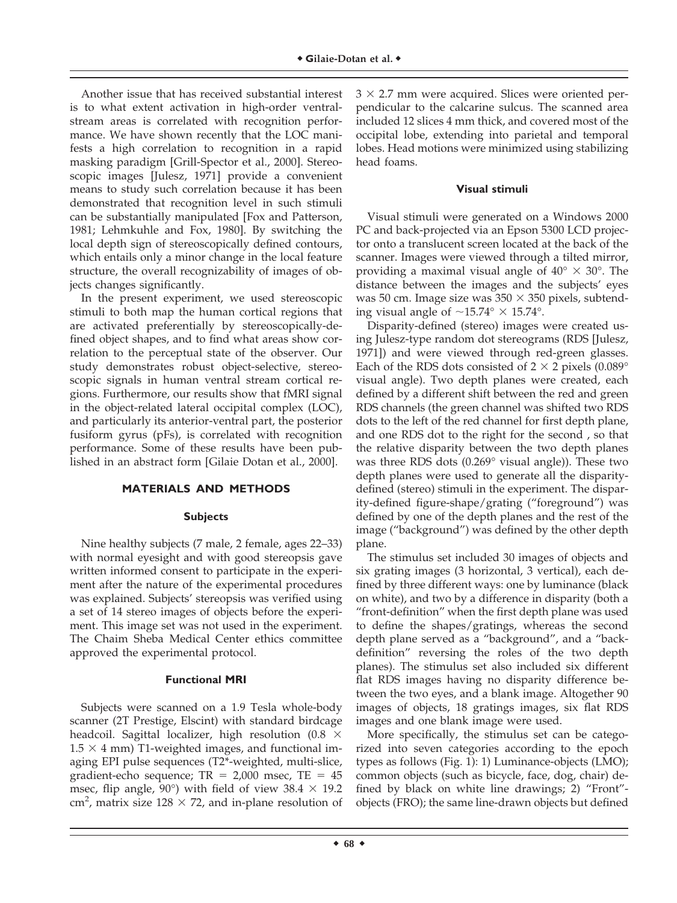Another issue that has received substantial interest is to what extent activation in high-order ventral-stream areas is correlated with recognition performance. We have shown recently that the LOC manifests a high correlation to recognition in a rapid masking paradigm [Grill-Spector et al., 2000]. Stereoscopic images [Julesz, 1971] provide a convenient means to study such correlation because it has been demonstrated that recognition level in such stimuli can be substantially manipulated [Fox and Patterson, 1981; Lehmkuhle and Fox, 1980]. By switching the local depth sign of stereoscopically defined contours, which entails only a minor change in the local feature structure, the overall recognizability of images of objects changes significantly.

In the present experiment, we used stereoscopic stimuli to both map the human cortical regions that are activated preferentially by stereoscopically-defined object shapes, and to find what areas show correlation to the perceptual state of the observer. Our study demonstrates robust object-selective, stereoscopic signals in human ventral stream cortical regions. Furthermore, our results show that fMRI signal in the object-related lateral occipital complex (LOC), and particularly its anterior-ventral part, the posterior fusiform gyrus (pFs), is correlated with recognition performance. Some of these results have been published in an abstract form [Gilaie Dotan et al., 2000].

## MATERIALS AND METHODS

### Subjects

Nine healthy subjects (7 male, 2 female, ages 22–33) with normal eyesight and with good stereopsis gave written informed consent to participate in the experiment after the nature of the experimental procedures was explained. Subjects' stereopsis was verified using a set of 14 stereo images of objects before the experiment. This image set was not used in the experiment. The Chaim Sheba Medical Center ethics committee approved the experimental protocol.

### Functional MRI

Subjects were scanned on a 1.9 Tesla whole-body scanner (2T Prestige, Elscint) with standard birdcage headcoil. Sagittal localizer, high resolution ($0.8 \times 1.5 \times 4$ mm) T1-weighted images, and functional imaging EPI pulse sequences (T2*-weighted, multi-slice, gradient-echo sequence; TR = 2,000 msec, TE = 45 msec, flip angle, 90°) with field of view $38.4 \times 19.2$ cm$^2$, matrix size $128 \times 72$, and in-plane resolution of $3 \times 2.7$ mm were acquired. Slices were oriented perpendicular to the calcarine sulcus. The scanned area included 12 slices 4 mm thick, and covered most of the occipital lobe, extending into parietal and temporal lobes. Head motions were minimized using stabilizing head foams.

### Visual stimuli

Visual stimuli were generated on a Windows 2000 PC and back-projected via an Epson 5300 LCD projector onto a translucent screen located at the back of the scanner. Images were viewed through a tilted mirror, providing a maximal visual angle of $40° \times 30°$. The distance between the images and the subjects' eyes was 50 cm. Image size was $350 \times 350$ pixels, subtending visual angle of $\sim 15.74° \times 15.74°$.

Disparity-defined (stereo) images were created using Julesz-type random dot stereograms (RDS [Julesz, 1971]) and were viewed through red-green glasses. Each of the RDS dots consisted of $2 \times 2$ pixels (0.089° visual angle). Two depth planes were created, each defined by a different shift between the red and green RDS channels (the green channel was shifted two RDS dots to the left of the red channel for first depth plane, and one RDS dot to the right for the second , so that the relative disparity between the two depth planes was three RDS dots (0.269° visual angle)). These two depth planes were used to generate all the disparity-defined (stereo) stimuli in the experiment. The disparity-defined figure-shape/grating ("foreground") was defined by one of the depth planes and the rest of the image ("background") was defined by the other depth plane.

The stimulus set included 30 images of objects and six grating images (3 horizontal, 3 vertical), each defined by three different ways: one by luminance (black on white), and two by a difference in disparity (both a "front-definition" when the first depth plane was used to define the shapes/gratings, whereas the second depth plane served as a "background", and a "back-definition" reversing the roles of the two depth planes). The stimulus set also included six different flat RDS images having no disparity difference between the two eyes, and a blank image. Altogether 90 images of objects, 18 gratings images, six flat RDS images and one blank image were used.

More specifically, the stimulus set can be categorized into seven categories according to the epoch types as follows (Fig. 1): 1) Luminance-objects (LMO); common objects (such as bicycle, face, dog, chair) defined by black on white line drawings; 2) "Front"-objects (FRO); the same line-drawn objects but defined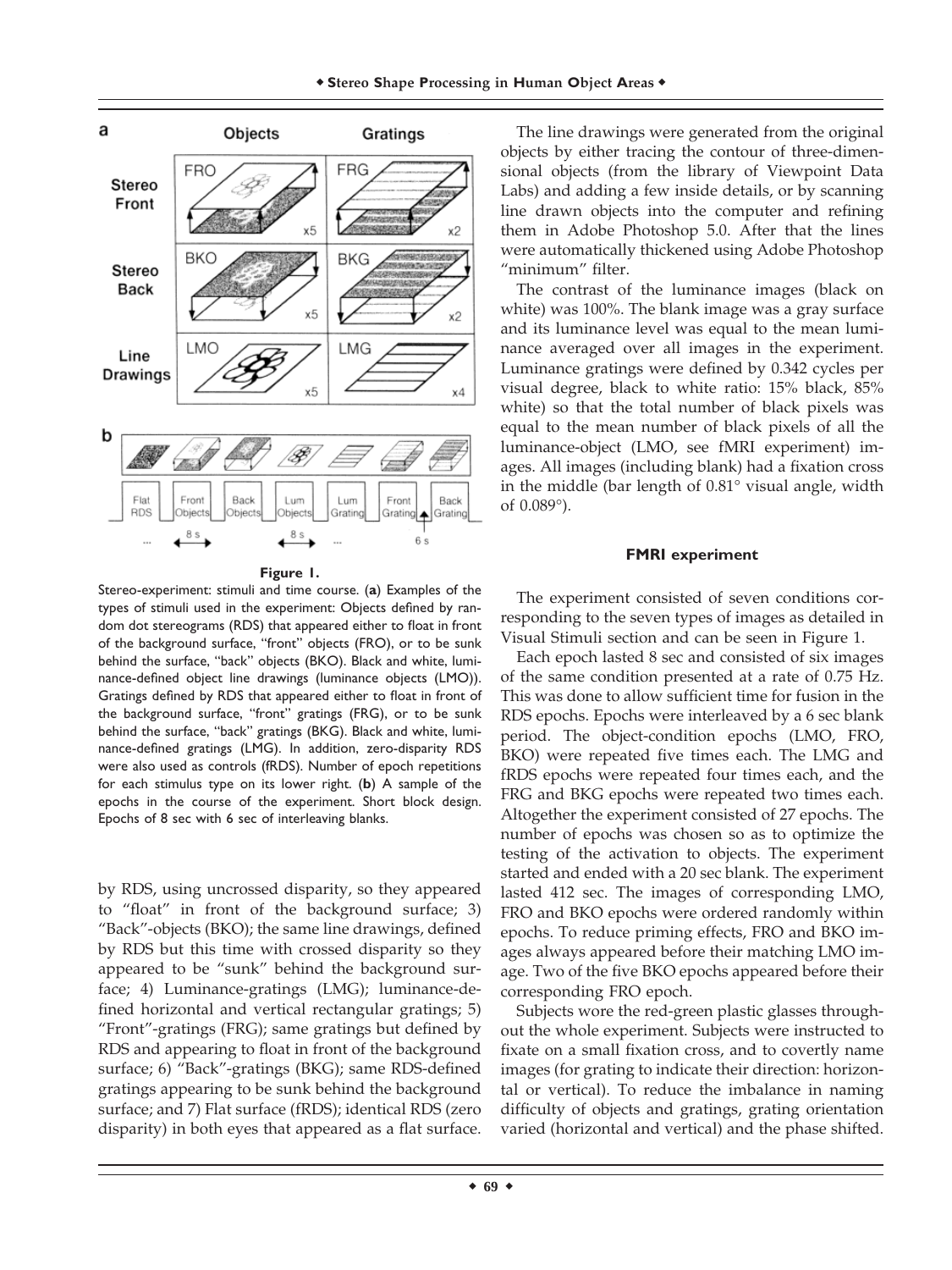**Figure 1.**

Stereo-experiment: stimuli and time course. (**a**) Examples of the types of stimuli used in the experiment: Objects defined by random dot stereograms (RDS) that appeared either to float in front of the background surface, "front" objects (FRO), or to be sunk behind the surface, "back" objects (BKO). Black and white, luminance-defined object line drawings (luminance objects (LMO)). Gratings defined by RDS that appeared either to float in front of the background surface, "front" gratings (FRG), or to be sunk behind the surface, "back" gratings (BKG). Black and white, luminance-defined gratings (LMG). In addition, zero-disparity RDS were also used as controls (fRDS). Number of epoch repetitions for each stimulus type on its lower right. (**b**) A sample of the epochs in the course of the experiment. Short block design. Epochs of 8 sec with 6 sec of interleaving blanks.

by RDS, using uncrossed disparity, so they appeared to "float" in front of the background surface; 3) "Back"-objects (BKO); the same line drawings, defined by RDS but this time with crossed disparity so they appeared to be "sunk" behind the background surface; 4) Luminance-gratings (LMG); luminance-defined horizontal and vertical rectangular gratings; 5) "Front"-gratings (FRG); same gratings but defined by RDS and appearing to float in front of the background surface; 6) "Back"-gratings (BKG); same RDS-defined gratings appearing to be sunk behind the background surface; and 7) Flat surface (fRDS); identical RDS (zero disparity) in both eyes that appeared as a flat surface.

The line drawings were generated from the original objects by either tracing the contour of three-dimensional objects (from the library of Viewpoint Data Labs) and adding a few inside details, or by scanning line drawn objects into the computer and refining them in Adobe Photoshop 5.0. After that the lines were automatically thickened using Adobe Photoshop "minimum" filter.

The contrast of the luminance images (black on white) was 100%. The blank image was a gray surface and its luminance level was equal to the mean luminance averaged over all images in the experiment. Luminance gratings were defined by 0.342 cycles per visual degree, black to white ratio: 15% black, 85% white) so that the total number of black pixels was equal to the mean number of black pixels of all the luminance-object (LMO, see fMRI experiment) images. All images (including blank) had a fixation cross in the middle (bar length of 0.81° visual angle, width of 0.089°).

#### FMRI experiment

The experiment consisted of seven conditions corresponding to the seven types of images as detailed in Visual Stimuli section and can be seen in Figure 1.

Each epoch lasted 8 sec and consisted of six images of the same condition presented at a rate of 0.75 Hz. This was done to allow sufficient time for fusion in the RDS epochs. Epochs were interleaved by a 6 sec blank period. The object-condition epochs (LMO, FRO, BKO) were repeated five times each. The LMG and fRDS epochs were repeated four times each, and the FRG and BKG epochs were repeated two times each. Altogether the experiment consisted of 27 epochs. The number of epochs was chosen so as to optimize the testing of the activation to objects. The experiment started and ended with a 20 sec blank. The experiment lasted 412 sec. The images of corresponding LMO, FRO and BKO epochs were ordered randomly within epochs. To reduce priming effects, FRO and BKO images always appeared before their matching LMO image. Two of the five BKO epochs appeared before their corresponding FRO epoch.

Subjects wore the red-green plastic glasses throughout the whole experiment. Subjects were instructed to fixate on a small fixation cross, and to covertly name images (for grating to indicate their direction: horizontal or vertical). To reduce the imbalance in naming difficulty of objects and gratings, grating orientation varied (horizontal and vertical) and the phase shifted.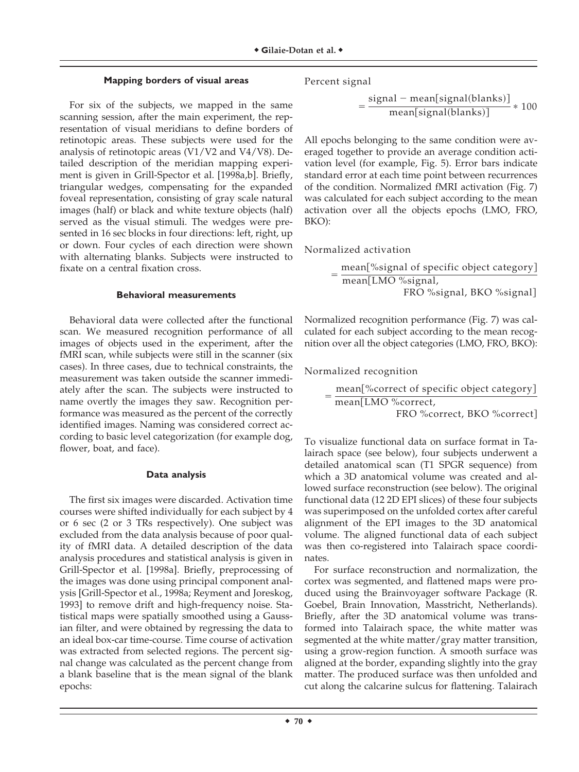### Mapping borders of visual areas

For six of the subjects, we mapped in the same scanning session, after the main experiment, the representation of visual meridians to define borders of retinotopic areas. These subjects were used for the analysis of retinotopic areas (V1/V2 and V4/V8). Detailed description of the meridian mapping experiment is given in Grill-Spector et al. [1998a,b]. Briefly, triangular wedges, compensating for the expanded foveal representation, consisting of gray scale natural images (half) or black and white texture objects (half) served as the visual stimuli. The wedges were presented in 16 sec blocks in four directions: left, right, up or down. Four cycles of each direction were shown with alternating blanks. Subjects were instructed to fixate on a central fixation cross.

### Behavioral measurements

Behavioral data were collected after the functional scan. We measured recognition performance of all images of objects used in the experiment, after the fMRI scan, while subjects were still in the scanner (six cases). In three cases, due to technical constraints, the measurement was taken outside the scanner immediately after the scan. The subjects were instructed to name overtly the images they saw. Recognition performance was measured as the percent of the correctly identified images. Naming was considered correct according to basic level categorization (for example dog, flower, boat, and face).

### Data analysis

The first six images were discarded. Activation time courses were shifted individually for each subject by 4 or 6 sec (2 or 3 TRs respectively). One subject was excluded from the data analysis because of poor quality of fMRI data. A detailed description of the data analysis procedures and statistical analysis is given in Grill-Spector et al. [1998a]. Briefly, preprocessing of the images was done using principal component analysis [Grill-Spector et al., 1998a; Reyment and Joreskog, 1993] to remove drift and high-frequency noise. Statistical maps were spatially smoothed using a Gaussian filter, and were obtained by regressing the data to an ideal box-car time-course. Time course of activation was extracted from selected regions. The percent signal change was calculated as the percent change from a blank baseline that is the mean signal of the blank epochs:

$$\text{Percent signal} = \frac{\text{signal} - \text{mean[signal(blanks)]}}{\text{mean[signal(blanks)]}} * 100$$

All epochs belonging to the same condition were averaged together to provide an average condition activation level (for example, Fig. 5). Error bars indicate standard error at each time point between recurrences of the condition. Normalized fMRI activation (Fig. 7) was calculated for each subject according to the mean activation over all the objects epochs (LMO, FRO, BKO):

$$\text{Normalized activation} = \frac{\text{mean[\%signal of specific object category]}}{\text{mean[LMO \%signal, FRO \%signal, BKO \%signal]}}$$

Normalized recognition performance (Fig. 7) was calculated for each subject according to the mean recognition over all the object categories (LMO, FRO, BKO):

$$\text{Normalized recognition} = \frac{\text{mean[\%correct of specific object category]}}{\text{mean[LMO \%correct, FRO \%correct, BKO \%correct]}}$$

To visualize functional data on surface format in Talairach space (see below), four subjects underwent a detailed anatomical scan (T1 SPGR sequence) from which a 3D anatomical volume was created and allowed surface reconstruction (see below). The original functional data (12 2D EPI slices) of these four subjects was superimposed on the unfolded cortex after careful alignment of the EPI images to the 3D anatomical volume. The aligned functional data of each subject was then co-registered into Talairach space coordinates.

For surface reconstruction and normalization, the cortex was segmented, and flattened maps were produced using the Brainvoyager software Package (R. Goebel, Brain Innovation, Masstricht, Netherlands). Briefly, after the 3D anatomical volume was transformed into Talairach space, the white matter was segmented at the white matter/gray matter transition, using a grow-region function. A smooth surface was aligned at the border, expanding slightly into the gray matter. The produced surface was then unfolded and cut along the calcarine sulcus for flattening. Talairach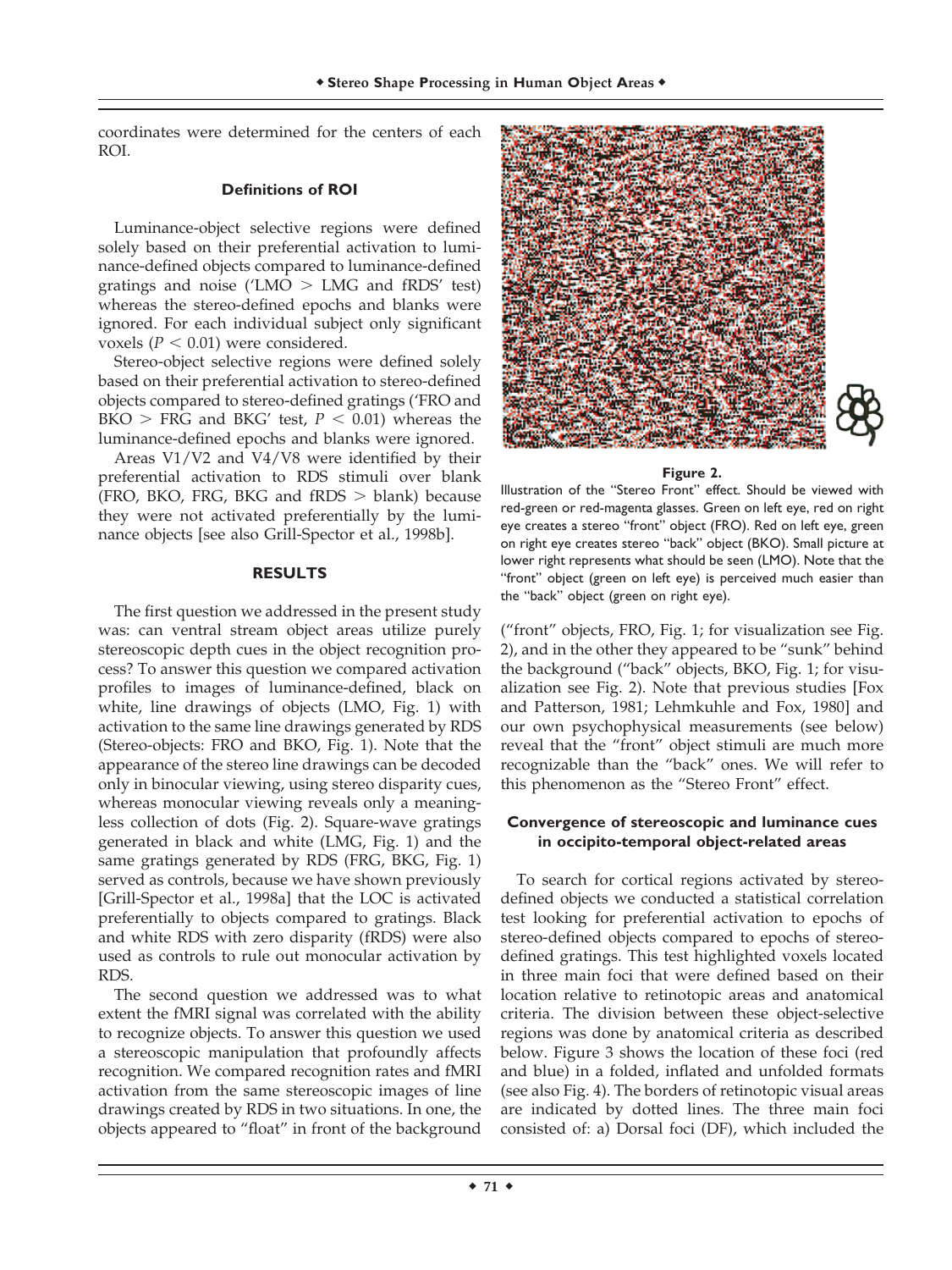coordinates were determined for the centers of each ROI.

### Definitions of ROI

Luminance-object selective regions were defined solely based on their preferential activation to luminance-defined objects compared to luminance-defined gratings and noise ('LMO > LMG and fRDS' test) whereas the stereo-defined epochs and blanks were ignored. For each individual subject only significant voxels ($P < 0.01$) were considered.

Stereo-object selective regions were defined solely based on their preferential activation to stereo-defined objects compared to stereo-defined gratings ('FRO and BKO > FRG and BKG' test, $P < 0.01$) whereas the luminance-defined epochs and blanks were ignored.

Areas V1/V2 and V4/V8 were identified by their preferential activation to RDS stimuli over blank (FRO, BKO, FRG, BKG and fRDS > blank) because they were not activated preferentially by the luminance objects [see also Grill-Spector et al., 1998b].

## RESULTS

The first question we addressed in the present study was: can ventral stream object areas utilize purely stereoscopic depth cues in the object recognition process? To answer this question we compared activation profiles to images of luminance-defined, black on white, line drawings of objects (LMO, Fig. 1) with activation to the same line drawings generated by RDS (Stereo-objects: FRO and BKO, Fig. 1). Note that the appearance of the stereo line drawings can be decoded only in binocular viewing, using stereo disparity cues, whereas monocular viewing reveals only a meaningless collection of dots (Fig. 2). Square-wave gratings generated in black and white (LMG, Fig. 1) and the same gratings generated by RDS (FRG, BKG, Fig. 1) served as controls, because we have shown previously [Grill-Spector et al., 1998a] that the LOC is activated preferentially to objects compared to gratings. Black and white RDS with zero disparity (fRDS) were also used as controls to rule out monocular activation by RDS.

The second question we addressed was to what extent the fMRI signal was correlated with the ability to recognize objects. To answer this question we used a stereoscopic manipulation that profoundly affects recognition. We compared recognition rates and fMRI activation from the same stereoscopic images of line drawings created by RDS in two situations. In one, the objects appeared to "float" in front of the background ("front" objects, FRO, Fig. 1; for visualization see Fig. 2), and in the other they appeared to be "sunk" behind the background ("back" objects, BKO, Fig. 1; for visualization see Fig. 2). Note that previous studies [Fox and Patterson, 1981; Lehmkuhle and Fox, 1980] and our own psychophysical measurements (see below) reveal that the "front" object stimuli are much more recognizable than the "back" ones. We will refer to this phenomenon as the "Stereo Front" effect.

**Figure 2.**
Illustration of the "Stereo Front" effect. Should be viewed with red-green or red-magenta glasses. Green on left eye, red on right eye creates a stereo "front" object (FRO). Red on left eye, green on right eye creates stereo "back" object (BKO). Small picture at lower right represents what should be seen (LMO). Note that the "front" object (green on left eye) is perceived much easier than the "back" object (green on right eye).

### Convergence of stereoscopic and luminance cues in occipito-temporal object-related areas

To search for cortical regions activated by stereo-defined objects we conducted a statistical correlation test looking for preferential activation to epochs of stereo-defined objects compared to epochs of stereo-defined gratings. This test highlighted voxels located in three main foci that were defined based on their location relative to retinotopic areas and anatomical criteria. The division between these object-selective regions was done by anatomical criteria as described below. Figure 3 shows the location of these foci (red and blue) in a folded, inflated and unfolded formats (see also Fig. 4). The borders of retinotopic visual areas are indicated by dotted lines. The three main foci consisted of: a) Dorsal foci (DF), which included the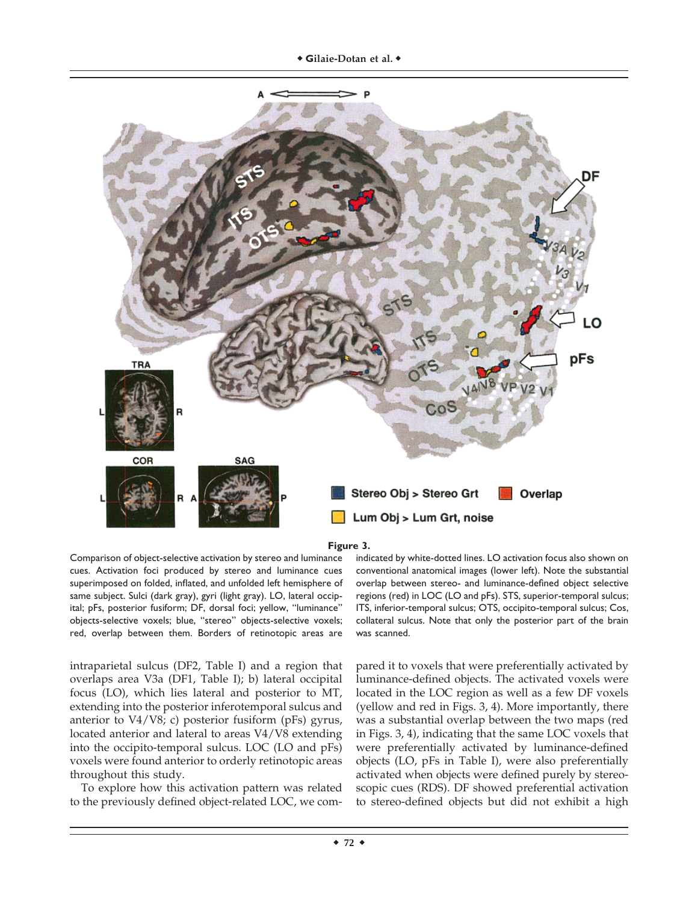**Figure 3.**

Comparison of object-selective activation by stereo and luminance cues. Activation foci produced by stereo and luminance cues superimposed on folded, inflated, and unfolded left hemisphere of same subject. Sulci (dark gray), gyri (light gray). LO, lateral occipital; pFs, posterior fusiform; DF, dorsal foci; yellow, "luminance" objects-selective voxels; blue, "stereo" objects-selective voxels; red, overlap between them. Borders of retinotopic areas are indicated by white-dotted lines. LO activation focus also shown on conventional anatomical images (lower left). Note the substantial overlap between stereo- and luminance-defined object selective regions (red) in LOC (LO and pFs). STS, superior-temporal sulcus; ITS, inferior-temporal sulcus; OTS, occipito-temporal sulcus; Cos, collateral sulcus. Note that only the posterior part of the brain was scanned.

intraparietal sulcus (DF2, Table I) and a region that overlaps area V3a (DF1, Table I); b) lateral occipital focus (LO), which lies lateral and posterior to MT, extending into the posterior inferotemporal sulcus and anterior to V4/V8; c) posterior fusiform (pFs) gyrus, located anterior and lateral to areas V4/V8 extending into the occipito-temporal sulcus. LOC (LO and pFs) voxels were found anterior to orderly retinotopic areas throughout this study.

To explore how this activation pattern was related to the previously defined object-related LOC, we compared it to voxels that were preferentially activated by luminance-defined objects. The activated voxels were located in the LOC region as well as a few DF voxels (yellow and red in Figs. 3, 4). More importantly, there was a substantial overlap between the two maps (red in Figs. 3, 4), indicating that the same LOC voxels that were preferentially activated by luminance-defined objects (LO, pFs in Table I), were also preferentially activated when objects were defined purely by stereoscopic cues (RDS). DF showed preferential activation to stereo-defined objects but did not exhibit a high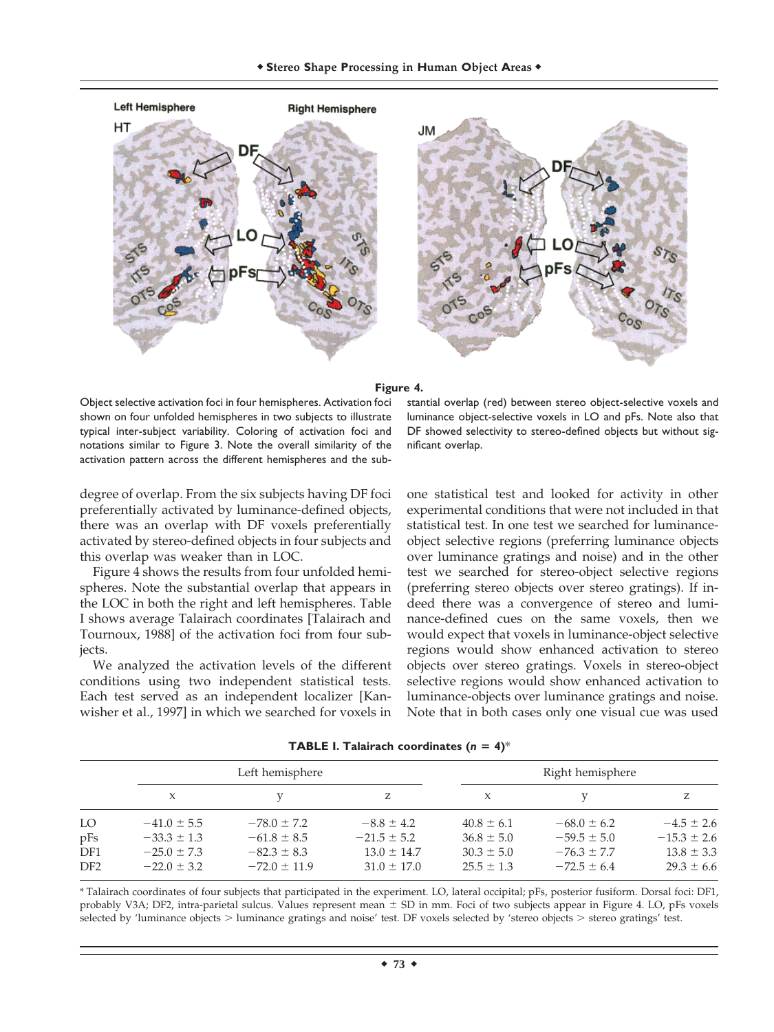**Figure 4.**

Object selective activation foci in four hemispheres. Activation foci shown on four unfolded hemispheres in two subjects to illustrate typical inter-subject variability. Coloring of activation foci and notations similar to Figure 3. Note the overall similarity of the activation pattern across the different hemispheres and the substantial overlap (red) between stereo object-selective voxels and luminance object-selective voxels in LO and pFs. Note also that DF showed selectivity to stereo-defined objects but without significant overlap.

degree of overlap. From the six subjects having DF foci preferentially activated by luminance-defined objects, there was an overlap with DF voxels preferentially activated by stereo-defined objects in four subjects and this overlap was weaker than in LOC.

Figure 4 shows the results from four unfolded hemispheres. Note the substantial overlap that appears in the LOC in both the right and left hemispheres. Table I shows average Talairach coordinates [Talairach and Tournoux, 1988] of the activation foci from four subjects.

We analyzed the activation levels of the different conditions using two independent statistical tests. Each test served as an independent localizer [Kanwisher et al., 1997] in which we searched for voxels in one statistical test and looked for activity in other experimental conditions that were not included in that statistical test. In one test we searched for luminance-object selective regions (preferring luminance objects over luminance gratings and noise) and in the other test we searched for stereo-object selective regions (preferring stereo objects over stereo gratings). If indeed there was a convergence of stereo and luminance-defined cues on the same voxels, then we would expect that voxels in luminance-object selective regions would show enhanced activation to stereo objects over stereo gratings. Voxels in stereo-object selective regions would show enhanced activation to luminance-objects over luminance gratings and noise. Note that in both cases only one visual cue was used

**TABLE I. Talairach coordinates ($n$ = 4)***

| | Left hemisphere | | | Right hemisphere | | |
|---|---|---|---|---|---|---|
| | x | y | z | x | y | z |
| LO | −41.0 ± 5.5 | −78.0 ± 7.2 | −8.8 ± 4.2 | 40.8 ± 6.1 | −68.0 ± 6.2 | −4.5 ± 2.6 |
| pFs | −33.3 ± 1.3 | −61.8 ± 8.5 | −21.5 ± 5.2 | 36.8 ± 5.0 | −59.5 ± 5.0 | −15.3 ± 2.6 |
| DF1 | −25.0 ± 7.3 | −82.3 ± 8.3 | 13.0 ± 14.7 | 30.3 ± 5.0 | −76.3 ± 7.7 | 13.8 ± 3.3 |
| DF2 | −22.0 ± 3.2 | −72.0 ± 11.9 | 31.0 ± 17.0 | 25.5 ± 1.3 | −72.5 ± 6.4 | 29.3 ± 6.6 |

* Talairach coordinates of four subjects that participated in the experiment. LO, lateral occipital; pFs, posterior fusiform. Dorsal foci: DF1, probably V3A; DF2, intra-parietal sulcus. Values represent mean ± SD in mm. Foci of two subjects appear in Figure 4. LO, pFs voxels selected by 'luminance objects > luminance gratings and noise' test. DF voxels selected by 'stereo objects > stereo gratings' test.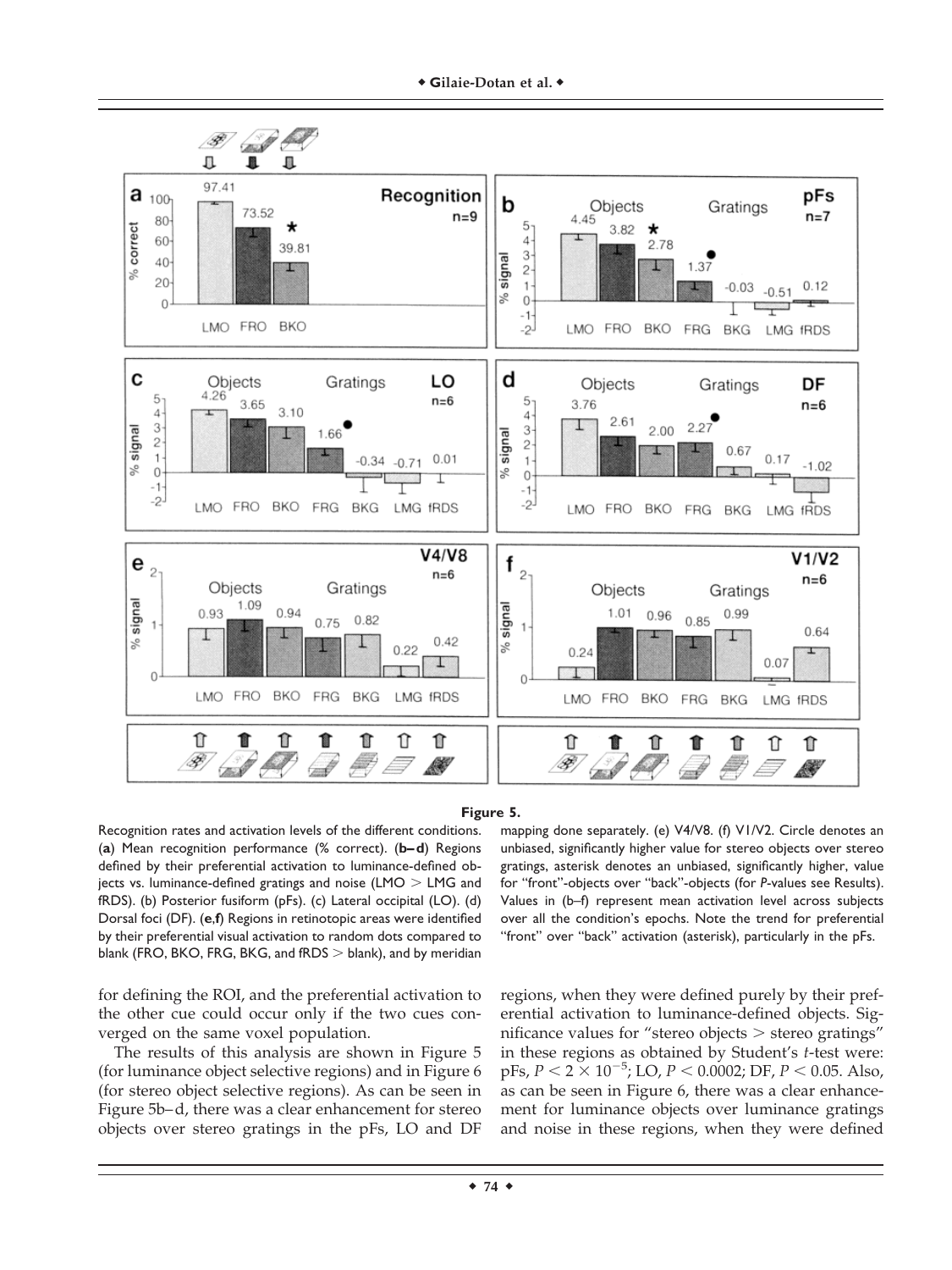**Figure 5.**

Recognition rates and activation levels of the different conditions. (**a**) Mean recognition performance (% correct). (**b–d**) Regions defined by their preferential activation to luminance-defined objects vs. luminance-defined gratings and noise (LMO > LMG and fRDS). (b) Posterior fusiform (pFs). (c) Lateral occipital (LO). (d) Dorsal foci (DF). (**e**,**f**) Regions in retinotopic areas were identified by their preferential visual activation to random dots compared to blank (FRO, BKO, FRG, BKG, and fRDS > blank), and by meridian mapping done separately. (e) V4/V8. (f) V1/V2. Circle denotes an unbiased, significantly higher value for stereo objects over stereo gratings, asterisk denotes an unbiased, significantly higher, value for "front"-objects over "back"-objects (for *P*-values see Results). Values in (b–f) represent mean activation level across subjects over all the condition's epochs. Note the trend for preferential "front" over "back" activation (asterisk), particularly in the pFs.

for defining the ROI, and the preferential activation to the other cue could occur only if the two cues converged on the same voxel population.

The results of this analysis are shown in Figure 5 (for luminance object selective regions) and in Figure 6 (for stereo object selective regions). As can be seen in Figure 5b–d, there was a clear enhancement for stereo objects over stereo gratings in the pFs, LO and DF regions, when they were defined purely by their preferential activation to luminance-defined objects. Significance values for "stereo objects > stereo gratings" in these regions as obtained by Student's *t*-test were: pFs, $P < 2 \times 10^{-5}$; LO, $P < 0.0002$; DF, $P < 0.05$. Also, as can be seen in Figure 6, there was a clear enhancement for luminance objects over luminance gratings and noise in these regions, when they were defined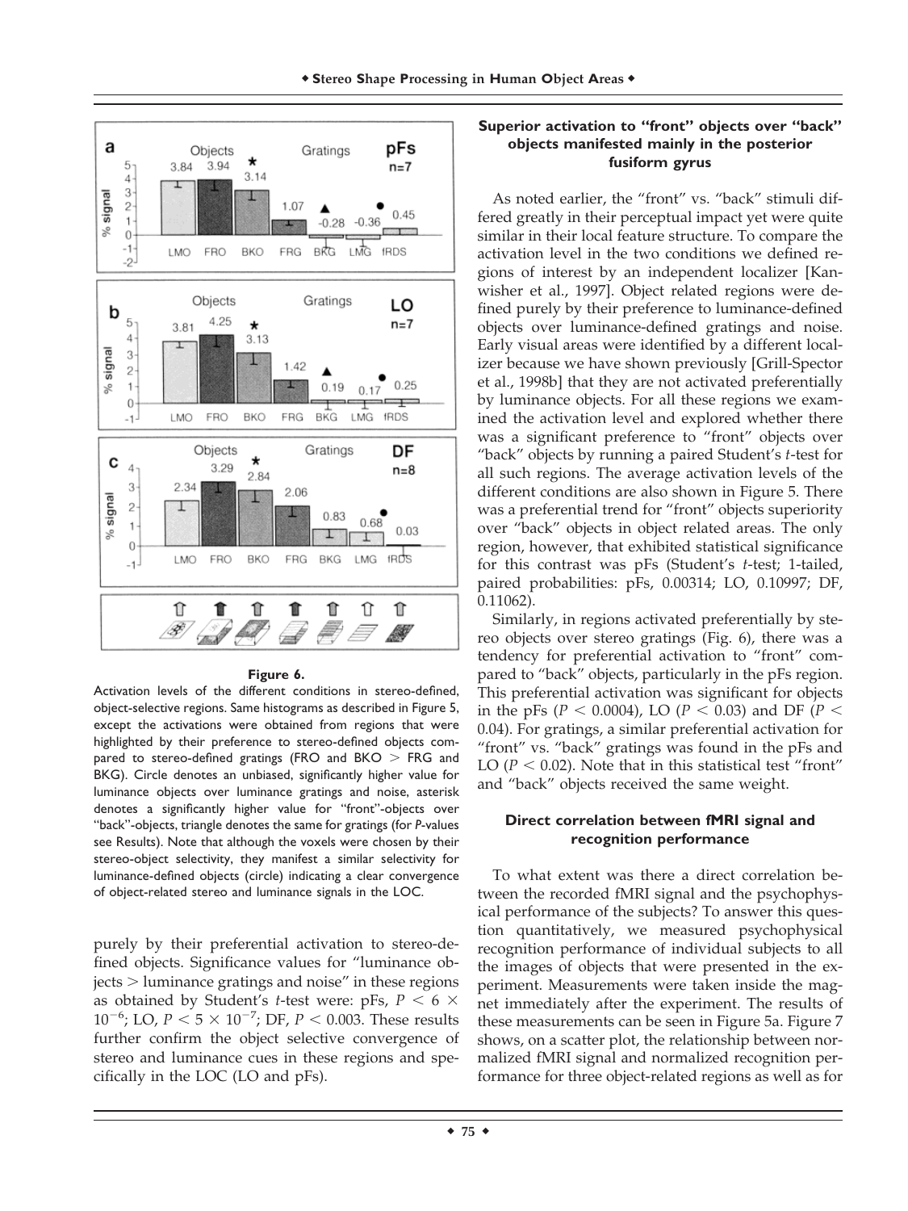**Figure 6.**

Activation levels of the different conditions in stereo-defined, object-selective regions. Same histograms as described in Figure 5, except the activations were obtained from regions that were highlighted by their preference to stereo-defined objects compared to stereo-defined gratings (FRO and BKO > FRG and BKG). Circle denotes an unbiased, significantly higher value for luminance objects over luminance gratings and noise, asterisk denotes a significantly higher value for "front"-objects over "back"-objects, triangle denotes the same for gratings (for *P*-values see Results). Note that although the voxels were chosen by their stereo-object selectivity, they manifest a similar selectivity for luminance-defined objects (circle) indicating a clear convergence of object-related stereo and luminance signals in the LOC.

purely by their preferential activation to stereo-defined objects. Significance values for "luminance objects > luminance gratings and noise" in these regions as obtained by Student's *t*-test were: pFs, $P < 6 \times 10^{-6}$; LO, $P < 5 \times 10^{-7}$; DF, $P < 0.003$. These results further confirm the object selective convergence of stereo and luminance cues in these regions and specifically in the LOC (LO and pFs).

### Superior activation to "front" objects over "back" objects manifested mainly in the posterior fusiform gyrus

As noted earlier, the "front" vs. "back" stimuli differed greatly in their perceptual impact yet were quite similar in their local feature structure. To compare the activation level in the two conditions we defined regions of interest by an independent localizer [Kanwisher et al., 1997]. Object related regions were defined purely by their preference to luminance-defined objects over luminance-defined gratings and noise. Early visual areas were identified by a different localizer because we have shown previously [Grill-Spector et al., 1998b] that they are not activated preferentially by luminance objects. For all these regions we examined the activation level and explored whether there was a significant preference to "front" objects over "back" objects by running a paired Student's *t*-test for all such regions. The average activation levels of the different conditions are also shown in Figure 5. There was a preferential trend for "front" objects superiority over "back" objects in object related areas. The only region, however, that exhibited statistical significance for this contrast was pFs (Student's *t*-test; 1-tailed, paired probabilities: pFs, 0.00314; LO, 0.10997; DF, 0.11062).

Similarly, in regions activated preferentially by stereo objects over stereo gratings (Fig. 6), there was a tendency for preferential activation to "front" compared to "back" objects, particularly in the pFs region. This preferential activation was significant for objects in the pFs ($P < 0.0004$), LO ($P < 0.03$) and DF ($P < 0.04$). For gratings, a similar preferential activation for "front" vs. "back" gratings was found in the pFs and LO ($P < 0.02$). Note that in this statistical test "front" and "back" objects received the same weight.

### Direct correlation between fMRI signal and recognition performance

To what extent was there a direct correlation between the recorded fMRI signal and the psychophysical performance of the subjects? To answer this question quantitatively, we measured psychophysical recognition performance of individual subjects to all the images of objects that were presented in the experiment. Measurements were taken inside the magnet immediately after the experiment. The results of these measurements can be seen in Figure 5a. Figure 7 shows, on a scatter plot, the relationship between normalized fMRI signal and normalized recognition performance for three object-related regions as well as for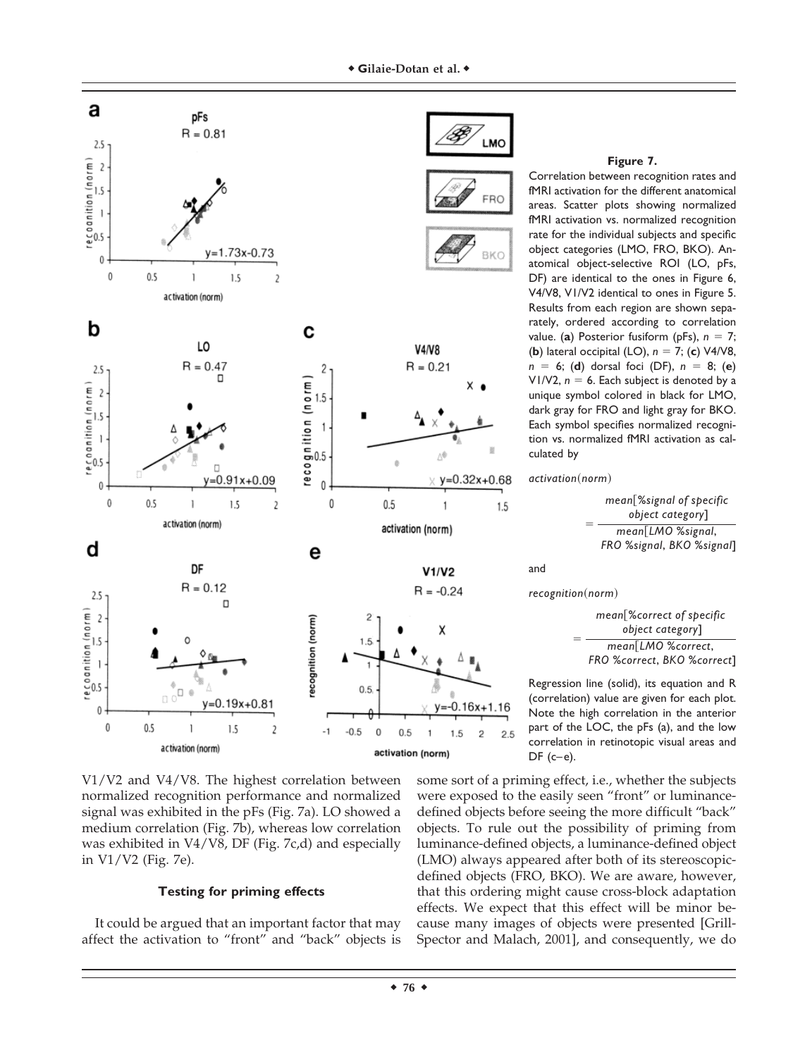**Figure 7.**

Correlation between recognition rates and fMRI activation for the different anatomical areas. Scatter plots showing normalized fMRI activation vs. normalized recognition rate for the individual subjects and specific object categories (LMO, FRO, BKO). Anatomical object-selective ROI (LO, pFs, DF) are identical to the ones in Figure 6, V4/V8, V1/V2 identical to ones in Figure 5. Results from each region are shown separately, ordered according to correlation value. (**a**) Posterior fusiform (pFs), $n = 7$; (**b**) lateral occipital (LO), $n = 7$; (**c**) V4/V8, $n = 6$; (**d**) dorsal foci (DF), $n = 8$; (**e**) V1/V2, $n = 6$. Each subject is denoted by a unique symbol colored in black for LMO, dark gray for FRO and light gray for BKO. Each symbol specifies normalized recognition vs. normalized fMRI activation as calculated by

$$\mathit{activation}(\mathit{norm}) = \frac{\mathit{mean}[\%\mathit{signal\ of\ specific\ object\ category}]}{\mathit{mean}[\mathit{LMO}\ \%\mathit{signal},\ \mathit{FRO}\ \%\mathit{signal},\ \mathit{BKO}\ \%\mathit{signal}]}$$

and

$$\mathit{recognition}(\mathit{norm}) = \frac{\mathit{mean}[\%\mathit{correct\ of\ specific\ object\ category}]}{\mathit{mean}[\mathit{LMO}\ \%\mathit{correct},\ \mathit{FRO}\ \%\mathit{correct},\ \mathit{BKO}\ \%\mathit{correct}]}$$

Regression line (solid), its equation and R (correlation) value are given for each plot. Note the high correlation in the anterior part of the LOC, the pFs (a), and the low correlation in retinotopic visual areas and DF (c–e).

V1/V2 and V4/V8. The highest correlation between normalized recognition performance and normalized signal was exhibited in the pFs (Fig. 7a). LO showed a medium correlation (Fig. 7b), whereas low correlation was exhibited in V4/V8, DF (Fig. 7c,d) and especially in V1/V2 (Fig. 7e).

### Testing for priming effects

It could be argued that an important factor that may affect the activation to "front" and "back" objects is some sort of a priming effect, i.e., whether the subjects were exposed to the easily seen "front" or luminance-defined objects before seeing the more difficult "back" objects. To rule out the possibility of priming from luminance-defined objects, a luminance-defined object (LMO) always appeared after both of its stereoscopic-defined objects (FRO, BKO). We are aware, however, that this ordering might cause cross-block adaptation effects. We expect that this effect will be minor because many images of objects were presented [Grill-Spector and Malach, 2001], and consequently, we do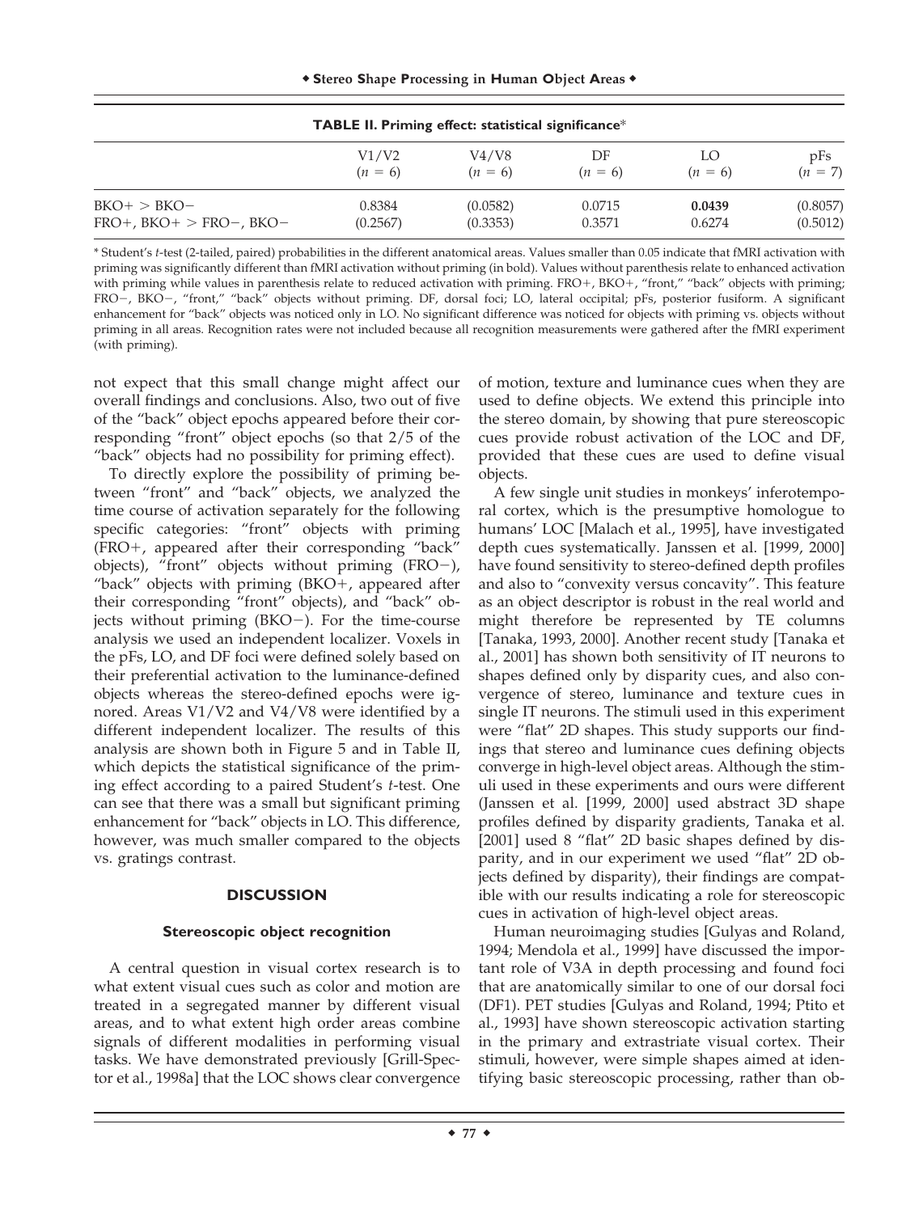**TABLE II. Priming effect: statistical significance***

| | V1/V2 ($n = 6$) | V4/V8 ($n = 6$) | DF ($n = 6$) | LO ($n = 6$) | pFs ($n = 7$) |
|---|---|---|---|---|---|
| BKO+ > BKO− | 0.8384 | (0.0582) | 0.0715 | **0.0439** | (0.8057) |
| FRO+, BKO+ > FRO−, BKO− | (0.2567) | (0.3353) | 0.3571 | 0.6274 | (0.5012) |

* Student's *t*-test (2-tailed, paired) probabilities in the different anatomical areas. Values smaller than 0.05 indicate that fMRI activation with priming was significantly different than fMRI activation without priming (in bold). Values without parenthesis relate to enhanced activation with priming while values in parenthesis relate to reduced activation with priming. FRO+, BKO+, "front," "back" objects with priming; FRO−, BKO−, "front," "back" objects without priming. DF, dorsal foci; LO, lateral occipital; pFs, posterior fusiform. A significant enhancement for "back" objects was noticed only in LO. No significant difference was noticed for objects with priming vs. objects without priming in all areas. Recognition rates were not included because all recognition measurements were gathered after the fMRI experiment (with priming).

not expect that this small change might affect our overall findings and conclusions. Also, two out of five of the "back" object epochs appeared before their corresponding "front" object epochs (so that 2/5 of the "back" objects had no possibility for priming effect).

To directly explore the possibility of priming between "front" and "back" objects, we analyzed the time course of activation separately for the following specific categories: "front" objects with priming (FRO+, appeared after their corresponding "back" objects), "front" objects without priming (FRO−), "back" objects with priming (BKO+, appeared after their corresponding "front" objects), and "back" objects without priming (BKO−). For the time-course analysis we used an independent localizer. Voxels in the pFs, LO, and DF foci were defined solely based on their preferential activation to the luminance-defined objects whereas the stereo-defined epochs were ignored. Areas V1/V2 and V4/V8 were identified by a different independent localizer. The results of this analysis are shown both in Figure 5 and in Table II, which depicts the statistical significance of the priming effect according to a paired Student's *t*-test. One can see that there was a small but significant priming enhancement for "back" objects in LO. This difference, however, was much smaller compared to the objects vs. gratings contrast.

## DISCUSSION

### Stereoscopic object recognition

A central question in visual cortex research is to what extent visual cues such as color and motion are treated in a segregated manner by different visual areas, and to what extent high order areas combine signals of different modalities in performing visual tasks. We have demonstrated previously [Grill-Spector et al., 1998a] that the LOC shows clear convergence of motion, texture and luminance cues when they are used to define objects. We extend this principle into the stereo domain, by showing that pure stereoscopic cues provide robust activation of the LOC and DF, provided that these cues are used to define visual objects.

A few single unit studies in monkeys' inferotemporal cortex, which is the presumptive homologue to humans' LOC [Malach et al., 1995], have investigated depth cues systematically. Janssen et al. [1999, 2000] have found sensitivity to stereo-defined depth profiles and also to "convexity versus concavity". This feature as an object descriptor is robust in the real world and might therefore be represented by TE columns [Tanaka, 1993, 2000]. Another recent study [Tanaka et al., 2001] has shown both sensitivity of IT neurons to shapes defined only by disparity cues, and also convergence of stereo, luminance and texture cues in single IT neurons. The stimuli used in this experiment were "flat" 2D shapes. This study supports our findings that stereo and luminance cues defining objects converge in high-level object areas. Although the stimuli used in these experiments and ours were different (Janssen et al. [1999, 2000] used abstract 3D shape profiles defined by disparity gradients, Tanaka et al. [2001] used 8 "flat" 2D basic shapes defined by disparity, and in our experiment we used "flat" 2D objects defined by disparity), their findings are compatible with our results indicating a role for stereoscopic cues in activation of high-level object areas.

Human neuroimaging studies [Gulyas and Roland, 1994; Mendola et al., 1999] have discussed the important role of V3A in depth processing and found foci that are anatomically similar to one of our dorsal foci (DF1). PET studies [Gulyas and Roland, 1994; Ptito et al., 1993] have shown stereoscopic activation starting in the primary and extrastriate visual cortex. Their stimuli, however, were simple shapes aimed at identifying basic stereoscopic processing, rather than ob-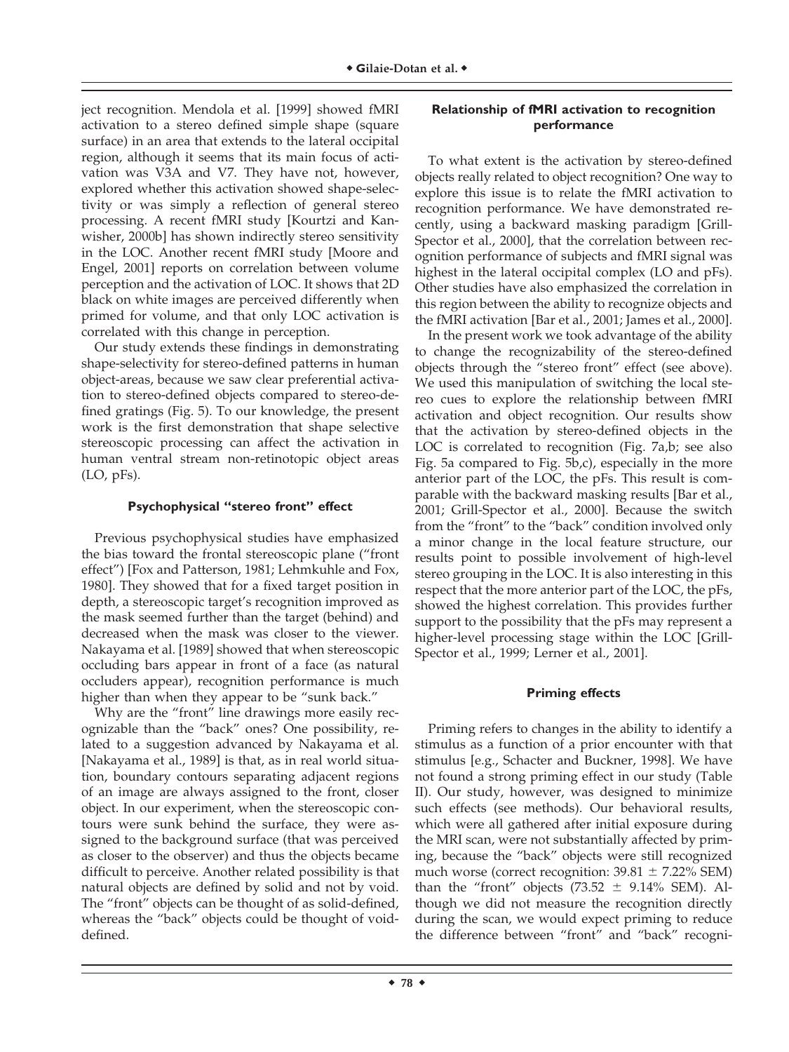ject recognition. Mendola et al. [1999] showed fMRI activation to a stereo defined simple shape (square surface) in an area that extends to the lateral occipital region, although it seems that its main focus of activation was V3A and V7. They have not, however, explored whether this activation showed shape-selectivity or was simply a reflection of general stereo processing. A recent fMRI study [Kourtzi and Kanwisher, 2000b] has shown indirectly stereo sensitivity in the LOC. Another recent fMRI study [Moore and Engel, 2001] reports on correlation between volume perception and the activation of LOC. It shows that 2D black on white images are perceived differently when primed for volume, and that only LOC activation is correlated with this change in perception.

Our study extends these findings in demonstrating shape-selectivity for stereo-defined patterns in human object-areas, because we saw clear preferential activation to stereo-defined objects compared to stereo-defined gratings (Fig. 5). To our knowledge, the present work is the first demonstration that shape selective stereoscopic processing can affect the activation in human ventral stream non-retinotopic object areas (LO, pFs).

#### Psychophysical "stereo front" effect

Previous psychophysical studies have emphasized the bias toward the frontal stereoscopic plane ("front effect") [Fox and Patterson, 1981; Lehmkuhle and Fox, 1980]. They showed that for a fixed target position in depth, a stereoscopic target's recognition improved as the mask seemed further than the target (behind) and decreased when the mask was closer to the viewer. Nakayama et al. [1989] showed that when stereoscopic occluding bars appear in front of a face (as natural occluders appear), recognition performance is much higher than when they appear to be "sunk back."

Why are the "front" line drawings more easily recognizable than the "back" ones? One possibility, related to a suggestion advanced by Nakayama et al. [Nakayama et al., 1989] is that, as in real world situation, boundary contours separating adjacent regions of an image are always assigned to the front, closer object. In our experiment, when the stereoscopic contours were sunk behind the surface, they were assigned to the background surface (that was perceived as closer to the observer) and thus the objects became difficult to perceive. Another related possibility is that natural objects are defined by solid and not by void. The "front" objects can be thought of as solid-defined, whereas the "back" objects could be thought of as void-defined.

#### Relationship of fMRI activation to recognition performance

To what extent is the activation by stereo-defined objects really related to object recognition? One way to explore this issue is to relate the fMRI activation to recognition performance. We have demonstrated recently, using a backward masking paradigm [Grill-Spector et al., 2000], that the correlation between recognition performance of subjects and fMRI signal was highest in the lateral occipital complex (LO and pFs). Other studies have also emphasized the correlation in this region between the ability to recognize objects and the fMRI activation [Bar et al., 2001; James et al., 2000].

In the present work we took advantage of the ability to change the recognizability of the stereo-defined objects through the "stereo front" effect (see above). We used this manipulation of switching the local stereo cues to explore the relationship between fMRI activation and object recognition. Our results show that the activation by stereo-defined objects in the LOC is correlated to recognition (Fig. 7a,b; see also Fig. 5a compared to Fig. 5b,c), especially in the more anterior part of the LOC, the pFs. This result is comparable with the backward masking results [Bar et al., 2001; Grill-Spector et al., 2000]. Because the switch from the "front" to the "back" condition involved only a minor change in the local feature structure, our results point to possible involvement of high-level stereo grouping in the LOC. It is also interesting in this respect that the more anterior part of the LOC, the pFs, showed the highest correlation. This provides further support to the possibility that the pFs may represent a higher-level processing stage within the LOC [Grill-Spector et al., 1999; Lerner et al., 2001].

#### Priming effects

Priming refers to changes in the ability to identify a stimulus as a function of a prior encounter with that stimulus [e.g., Schacter and Buckner, 1998]. We have not found a strong priming effect in our study (Table II). Our study, however, was designed to minimize such effects (see methods). Our behavioral results, which were all gathered after initial exposure during the MRI scan, were not substantially affected by priming, because the "back" objects were still recognized much worse (correct recognition: 39.81 ± 7.22% SEM) than the "front" objects (73.52 ± 9.14% SEM). Although we did not measure the recognition directly during the scan, we would expect priming to reduce the difference between "front" and "back" recogni-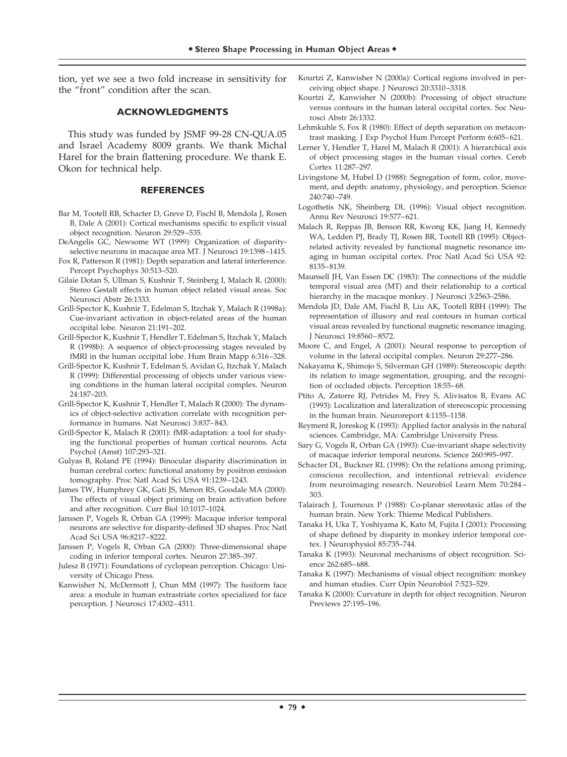tion, yet we see a two fold increase in sensitivity for the "front" condition after the scan.

## ACKNOWLEDGMENTS

This study was funded by JSMF 99-28 CN-QUA.05 and Israel Academy 8009 grants. We thank Michal Harel for the brain flattening procedure. We thank E. Okon for technical help.

## REFERENCES

Bar M, Tootell RB, Schacter D, Greve D, Fischl B, Mendola J, Rosen B, Dale A (2001): Cortical mechanisms specific to explicit visual object recognition. Neuron 29:529–535.

DeAngelis GC, Newsome WT (1999): Organization of disparity-selective neurons in macaque area MT. J Neurosci 19:1398–1415.

Fox R, Patterson R (1981): Depth separation and lateral interference. Percept Psychophys 30:513–520.

Gilaie Dotan S, Ullman S, Kushnir T, Steinberg I, Malach R. (2000): Stereo Gestalt effects in human object related visual areas. Soc Neurosci Abstr 26:1333.

Grill-Spector K, Kushnir T, Edelman S, Itzchak Y, Malach R (1998a): Cue-invariant activation in object-related areas of the human occipital lobe. Neuron 21:191–202.

Grill-Spector K, Kushnir T, Hendler T, Edelman S, Itzchak Y, Malach R (1998b): A sequence of object-processing stages revealed by fMRI in the human occipital lobe. Hum Brain Mapp 6:316–328.

Grill-Spector K, Kushnir T, Edelman S, Avidan G, Itzchak Y, Malach R (1999): Differential processing of objects under various viewing conditions in the human lateral occipital complex. Neuron 24:187–203.

Grill-Spector K, Kushnir T, Hendler T, Malach R (2000): The dynamics of object-selective activation correlate with recognition performance in humans. Nat Neurosci 3:837–843.

Grill-Spector K, Malach R (2001): fMR-adaptation: a tool for studying the functional properties of human cortical neurons. Acta Psychol (Amst) 107:293–321.

Gulyas B, Roland PE (1994): Binocular disparity discrimination in human cerebral cortex: functional anatomy by positron emission tomography. Proc Natl Acad Sci USA 91:1239–1243.

James TW, Humphrey GK, Gati JS, Menon RS, Goodale MA (2000): The effects of visual object priming on brain activation before and after recognition. Curr Biol 10:1017–1024.

Janssen P, Vogels R, Orban GA (1999): Macaque inferior temporal neurons are selective for disparity-defined 3D shapes. Proc Natl Acad Sci USA 96:8217–8222.

Janssen P, Vogels R, Orban GA (2000): Three-dimensional shape coding in inferior temporal cortex. Neuron 27:385–397.

Julesz B (1971): Foundations of cyclopean perception. Chicago: University of Chicago Press.

Kanwisher N, McDermott J, Chun MM (1997): The fusiform face area: a module in human extrastriate cortex specialized for face perception. J Neurosci 17:4302–4311.

Kourtzi Z, Kanwisher N (2000a): Cortical regions involved in perceiving object shape. J Neurosci 20:3310–3318.

Kourtzi Z, Kanwisher N (2000b): Processing of object structure versus contours in the human lateral occipital cortex. Soc Neurosci Abstr 26:1332.

Lehmkuhle S, Fox R (1980): Effect of depth separation on metacontrast masking. J Exp Psychol Hum Percept Perform 6:605–621.

Lerner Y, Hendler T, Harel M, Malach R (2001): A hierarchical axis of object processing stages in the human visual cortex. Cereb Cortex 11:287–297.

Livingstone M, Hubel D (1988): Segregation of form, color, movement, and depth: anatomy, physiology, and perception. Science 240:740–749.

Logothetis NK, Sheinberg DL (1996): Visual object recognition. Annu Rev Neurosci 19:577–621.

Malach R, Reppas JB, Benson RR, Kwong KK, Jiang H, Kennedy WA, Ledden PJ, Brady TJ, Rosen BR, Tootell RB (1995): Object-related activity revealed by functional magnetic resonance imaging in human occipital cortex. Proc Natl Acad Sci USA 92: 8135–8139.

Maunsell JH, Van Essen DC (1983): The connections of the middle temporal visual area (MT) and their relationship to a cortical hierarchy in the macaque monkey. J Neurosci 3:2563–2586.

Mendola JD, Dale AM, Fischl B, Liu AK, Tootell RBH (1999): The representation of illusory and real contours in human cortical visual areas revealed by functional magnetic resonance imaging. J Neurosci 19:8560–8572.

Moore C, and Engel, A (2001): Neural response to perception of volume in the lateral occipital complex. Neuron 29:277–286.

Nakayama K, Shimojo S, Silverman GH (1989): Stereoscopic depth: its relation to image segmentation, grouping, and the recognition of occluded objects. Perception 18:55–68.

Ptito A, Zatorre RJ, Petrides M, Frey S, Alivisatos B, Evans AC (1993): Localization and lateralization of stereoscopic processing in the human brain. Neuroreport 4:1155–1158.

Reyment R, Joreskog K (1993): Applied factor analysis in the natural sciences. Cambridge, MA: Cambridge University Press.

Sary G, Vogels R, Orban GA (1993): Cue-invariant shape selectivity of macaque inferior temporal neurons. Science 260:995–997.

Schacter DL, Buckner RL (1998): On the relations among priming, conscious recollection, and intentional retrieval: evidence from neuroimaging research. Neurobiol Learn Mem 70:284–303.

Talairach J, Tournoux P (1988): Co-planar stereotaxic atlas of the human brain. New York: Thieme Medical Publishers.

Tanaka H, Uka T, Yoshiyama K, Kato M, Fujita I (2001): Processing of shape defined by disparity in monkey inferior temporal cortex. J Neurophysiol 85:735–744.

Tanaka K (1993): Neuronal mechanisms of object recognition. Science 262:685–688.

Tanaka K (1997): Mechanisms of visual object recognition: monkey and human studies. Curr Opin Neurobiol 7:523–529.

Tanaka K (2000): Curvature in depth for object recognition. Neuron Previews 27:195–196.